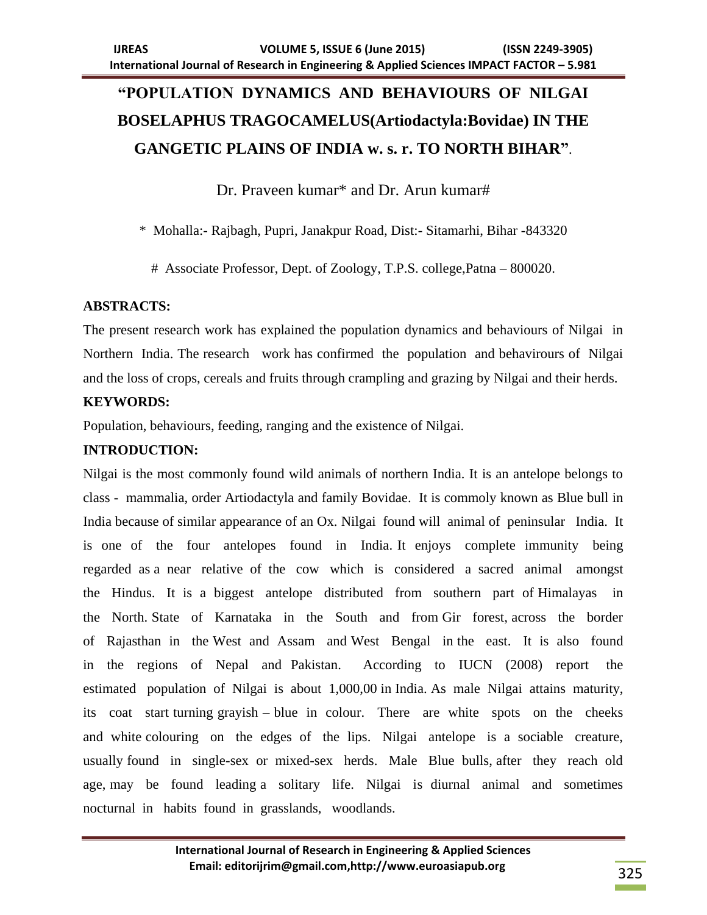# "POPULATION DYNAMICS AND BEHAVIOURS OF NILGAI BOSELAPHUS TRAGOCAMELUS(Artiodactyla:Bovidae) IN THE GANGETIC PLAINS OF INDIA w. s. r. TO NORTH BIHAR".

Dr. Praveen kumar* and Dr. Arun kumar#

\* Mohalla:- Rajbagh, Pupri, Janakpur Road, Dist:- Sitamarhi, Bihar -843320

\# Associate Professor, Dept. of Zoology, T.P.S. college,Patna – 800020.

## ABSTRACTS:

The present research work has explained the population dynamics and behaviours of Nilgai in Northern India. The research work has confirmed the population and behavirours of Nilgai and the loss of crops, cereals and fruits through crampling and grazing by Nilgai and their herds.

## KEYWORDS:

Population, behaviours, feeding, ranging and the existence of Nilgai.

## INTRODUCTION:

Nilgai is the most commonly found wild animals of northern India. It is an antelope belongs to class - mammalia, order Artiodactyla and family Bovidae. It is commoly known as Blue bull in India because of similar appearance of an Ox. Nilgai found will animal of peninsular India. It is one of the four antelopes found in India. It enjoys complete immunity being regarded as a near relative of the cow which is considered a sacred animal amongst the Hindus. It is a biggest antelope distributed from southern part of Himalayas in the North. State of Karnataka in the South and from Gir forest, across the border of Rajasthan in the West and Assam and West Bengal in the east. It is also found in the regions of Nepal and Pakistan. According to IUCN (2008) report the estimated population of Nilgai is about 1,000,00 in India. As male Nilgai attains maturity, its coat start turning grayish – blue in colour. There are white spots on the cheeks and white colouring on the edges of the lips. Nilgai antelope is a sociable creature, usually found in single-sex or mixed-sex herds. Male Blue bulls, after they reach old age, may be found leading a solitary life. Nilgai is diurnal animal and sometimes nocturnal in habits found in grasslands, woodlands.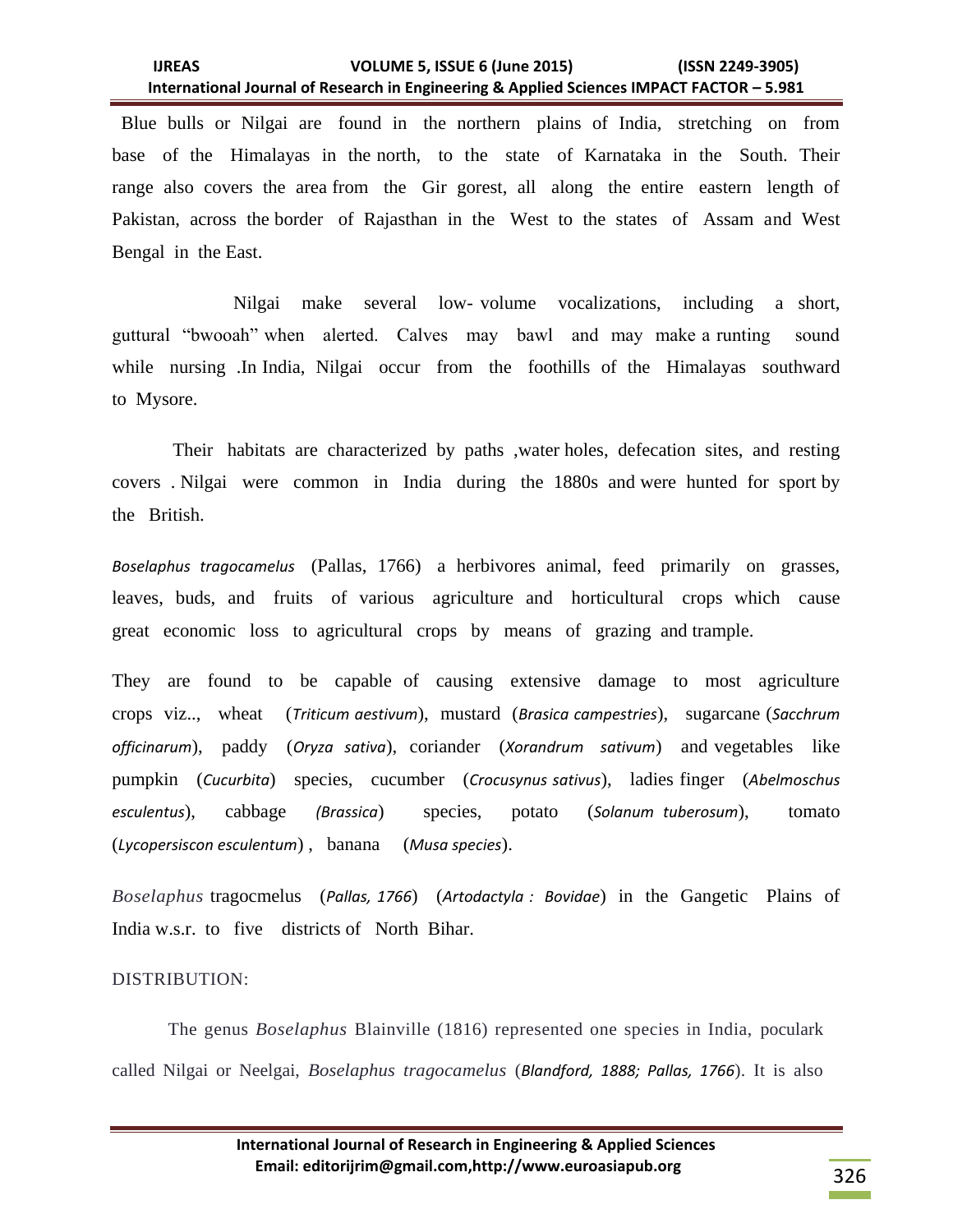Blue bulls or Nilgai are found in the northern plains of India, stretching on from base of the Himalayas in the north, to the state of Karnataka in the South. Their range also covers the area from the Gir gorest, all along the entire eastern length of Pakistan, across the border of Rajasthan in the West to the states of Assam and West Bengal in the East.

Nilgai make several low- volume vocalizations, including a short, guttural "bwooah" when alerted. Calves may bawl and may make a runting sound while nursing .In India, Nilgai occur from the foothills of the Himalayas southward to Mysore.

Their habitats are characterized by paths ,water holes, defecation sites, and resting covers . Nilgai were common in India during the 1880s and were hunted for sport by the British.

*Boselaphus tragocamelus* (Pallas, 1766) a herbivores animal, feed primarily on grasses, leaves, buds, and fruits of various agriculture and horticultural crops which cause great economic loss to agricultural crops by means of grazing and trample.

They are found to be capable of causing extensive damage to most agriculture crops viz.., wheat (*Triticum aestivum*), mustard (*Brasica campestries*), sugarcane (*Sacchrum officinarum*), paddy (*Oryza sativa*), coriander (*Xorandrum sativum*) and vegetables like pumpkin (*Cucurbita*) species, cucumber (*Crocusynus sativus*), ladies finger (*Abelmoschus esculentus*), cabbage *(Brassica*) species, potato (*Solanum tuberosum*), tomato (*Lycopersiscon esculentum*) , banana (*Musa species*).

*Boselaphus* tragocmelus (*Pallas, 1766*) (*Artodactyla : Bovidae*) in the Gangetic Plains of India w.s.r. to five districts of North Bihar.

DISTRIBUTION:

The genus *Boselaphus* Blainville (1816) represented one species in India, poculark called Nilgai or Neelgai, *Boselaphus tragocamelus* (*Blandford, 1888; Pallas, 1766*). It is also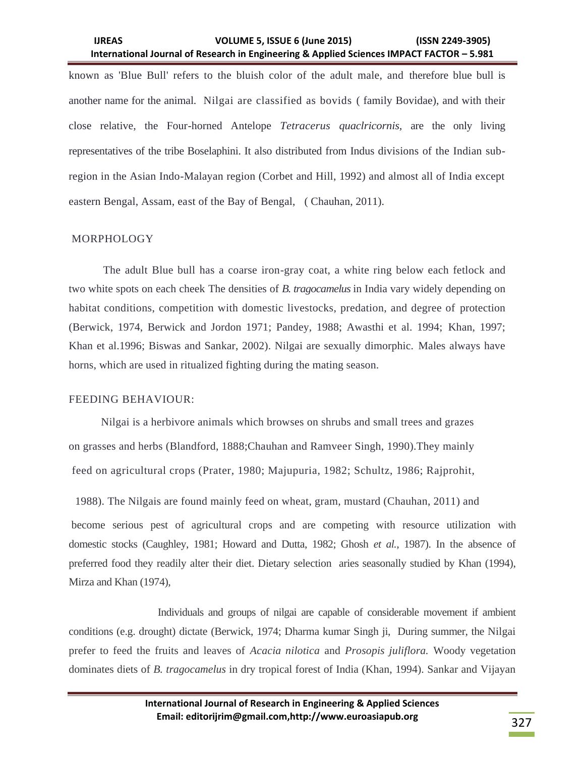known as 'Blue Bull' refers to the bluish color of the adult male, and therefore blue bull is another name for the animal. Nilgai are classified as bovids ( family Bovidae), and with their close relative, the Four-horned Antelope *Tetracerus quaclricornis*, are the only living representatives of the tribe Boselaphini. It also distributed from Indus divisions of the Indian sub-region in the Asian Indo-Malayan region (Corbet and Hill, 1992) and almost all of India except eastern Bengal, Assam, east of the Bay of Bengal, ( Chauhan, 2011).

## MORPHOLOGY

The adult Blue bull has a coarse iron-gray coat, a white ring below each fetlock and two white spots on each cheek The densities of *B. tragocamelus* in India vary widely depending on habitat conditions, competition with domestic livestocks, predation, and degree of protection (Berwick, 1974, Berwick and Jordon 1971; Pandey, 1988; Awasthi et al. 1994; Khan, 1997; Khan et al.1996; Biswas and Sankar, 2002). Nilgai are sexually dimorphic. Males always have horns, which are used in ritualized fighting during the mating season.

## FEEDING BEHAVIOUR:

Nilgai is a herbivore animals which browses on shrubs and small trees and grazes on grasses and herbs (Blandford, 1888;Chauhan and Ramveer Singh, 1990).They mainly feed on agricultural crops (Prater, 1980; Majupuria, 1982; Schultz, 1986; Rajprohit, 1988). The Nilgais are found mainly feed on wheat, gram, mustard (Chauhan, 2011) and become serious pest of agricultural crops and are competing with resource utilization with domestic stocks (Caughley, 1981; Howard and Dutta, 1982; Ghosh *et al.*, 1987). In the absence of preferred food they readily alter their diet. Dietary selection aries seasonally studied by Khan (1994), Mirza and Khan (1974),

Individuals and groups of nilgai are capable of considerable movement if ambient conditions (e.g. drought) dictate (Berwick, 1974; Dharma kumar Singh ji, During summer, the Nilgai prefer to feed the fruits and leaves of *Acacia nilotica* and *Prosopis juliflora.* Woody vegetation dominates diets of *B. tragocamelus* in dry tropical forest of India (Khan, 1994). Sankar and Vijayan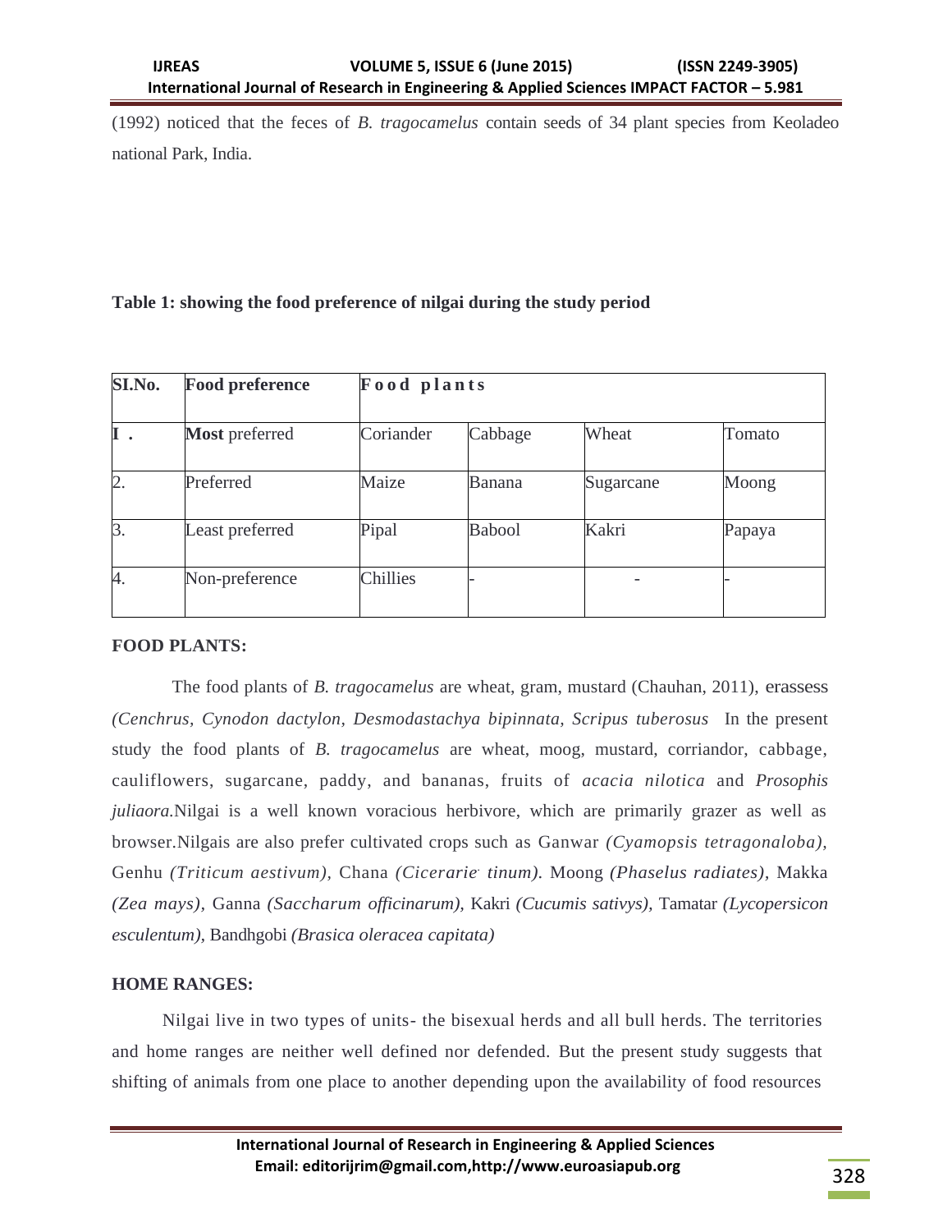(1992) noticed that the feces of *B. tragocamelus* contain seeds of 34 plant species from Keoladeo national Park, India.

**Table 1: showing the food preference of nilgai during the study period**

| SI.No. | Food preference | Food plants | | | |
|---|---|---|---|---|---|
| I . | **Most** preferred | Coriander | Cabbage | Wheat | Tomato |
| 2. | Preferred | Maize | Banana | Sugarcane | Moong |
| 3. | Least preferred | Pipal | Babool | Kakri | Papaya |
| 4. | Non-preference | Chillies | - | - | - |

**FOOD PLANTS:**

The food plants of *B. tragocamelus* are wheat, gram, mustard (Chauhan, 2011), erassess *(Cenchrus, Cynodon dactylon, Desmodastachya bipinnata, Scripus tuberosus* In the present study the food plants of *B. tragocamelus* are wheat, moog, mustard, corriandor, cabbage, cauliflowers, sugarcane, paddy, and bananas, fruits of *acacia nilotica* and *Prosophis juliaora.*Nilgai is a well known voracious herbivore, which are primarily grazer as well as browser.Nilgais are also prefer cultivated crops such as Ganwar *(Cyamopsis tetragonaloba),* Genhu *(Triticum aestivum),* Chana *(Cicerarie· tinum).* Moong *(Phaselus radiates),* Makka *(Zea mays),* Ganna *(Saccharum officinarum),* Kakri *(Cucumis sativys),* Tamatar *(Lycopersicon esculentum),* Bandhgobi *(Brasica oleracea capitata)*

**HOME RANGES:**

Nilgai live in two types of units- the bisexual herds and all bull herds. The territories and home ranges are neither well defined nor defended. But the present study suggests that shifting of animals from one place to another depending upon the availability of food resources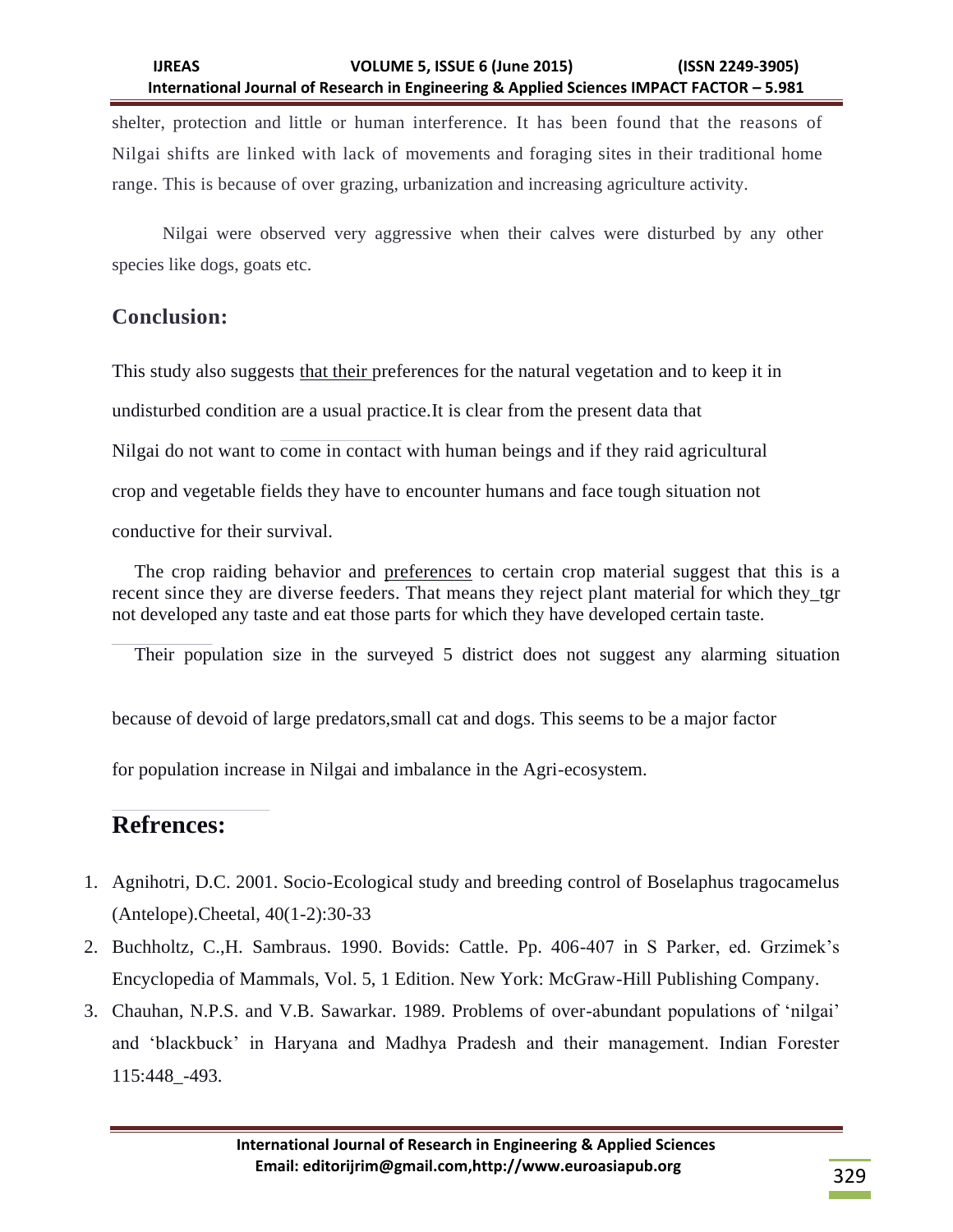shelter, protection and little or human interference. It has been found that the reasons of Nilgai shifts are linked with lack of movements and foraging sites in their traditional home range. This is because of over grazing, urbanization and increasing agriculture activity.

Nilgai were observed very aggressive when their calves were disturbed by any other species like dogs, goats etc.

## Conclusion:

This study also suggests that their preferences for the natural vegetation and to keep it in undisturbed condition are a usual practice.It is clear from the present data that Nilgai do not want to come in contact with human beings and if they raid agricultural crop and vegetable fields they have to encounter humans and face tough situation not conductive for their survival.

The crop raiding behavior and preferences to certain crop material suggest that this is a recent since they are diverse feeders. That means they reject plant material for which they_tgr not developed any taste and eat those parts for which they have developed certain taste.

Their population size in the surveyed 5 district does not suggest any alarming situation because of devoid of large predators,small cat and dogs. This seems to be a major factor for population increase in Nilgai and imbalance in the Agri-ecosystem.

## Refrences:

1. Agnihotri, D.C. 2001. Socio-Ecological study and breeding control of Boselaphus tragocamelus (Antelope).Cheetal, 40(1-2):30-33
2. Buchholtz, C.,H. Sambraus. 1990. Bovids: Cattle. Pp. 406-407 in S Parker, ed. Grzimek's Encyclopedia of Mammals, Vol. 5, 1 Edition. New York: McGraw-Hill Publishing Company.
3. Chauhan, N.P.S. and V.B. Sawarkar. 1989. Problems of over-abundant populations of 'nilgai' and 'blackbuck' in Haryana and Madhya Pradesh and their management. Indian Forester 115:448_-493.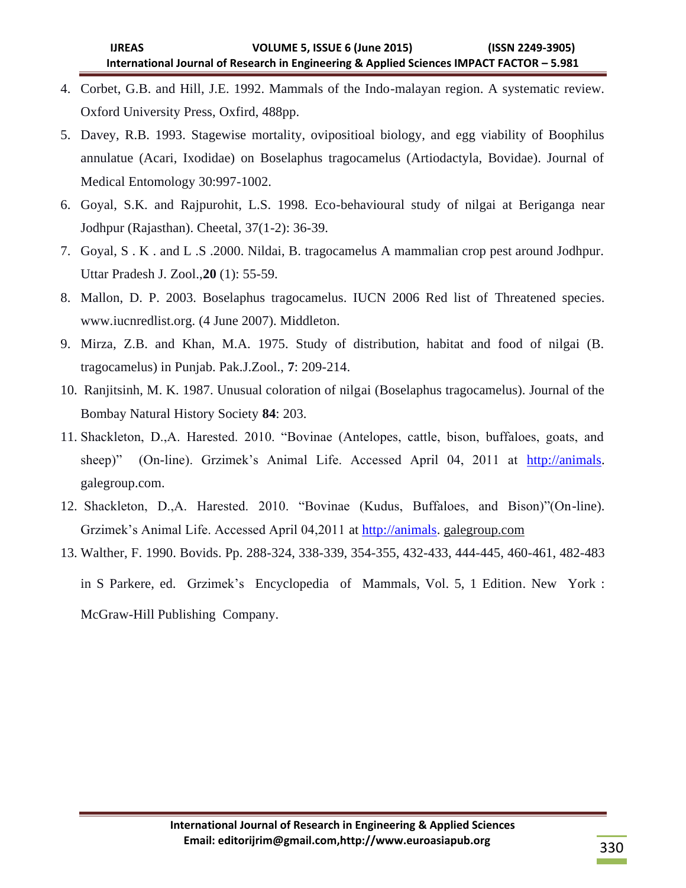4. Corbet, G.B. and Hill, J.E. 1992. Mammals of the Indo-malayan region. A systematic review. Oxford University Press, Oxfird, 488pp.
5. Davey, R.B. 1993. Stagewise mortality, ovipositioal biology, and egg viability of Boophilus annulatue (Acari, Ixodidae) on Boselaphus tragocamelus (Artiodactyla, Bovidae). Journal of Medical Entomology 30:997-1002.
6. Goyal, S.K. and Rajpurohit, L.S. 1998. Eco-behavioural study of nilgai at Beriganga near Jodhpur (Rajasthan). Cheetal, 37(1-2): 36-39.
7. Goyal, S . K . and L .S .2000. Nildai, B. tragocamelus A mammalian crop pest around Jodhpur. Uttar Pradesh J. Zool.,**20** (1): 55-59.
8. Mallon, D. P. 2003. Boselaphus tragocamelus. IUCN 2006 Red list of Threatened species. www.iucnredlist.org. (4 June 2007). Middleton.
9. Mirza, Z.B. and Khan, M.A. 1975. Study of distribution, habitat and food of nilgai (B. tragocamelus) in Punjab. Pak.J.Zool., **7**: 209-214.
10. Ranjitsinh, M. K. 1987. Unusual coloration of nilgai (Boselaphus tragocamelus). Journal of the Bombay Natural History Society **84**: 203.
11. Shackleton, D.,A. Harested. 2010. "Bovinae (Antelopes, cattle, bison, buffaloes, goats, and sheep)" (On-line). Grzimek's Animal Life. Accessed April 04, 2011 at http://animals. galegroup.com.
12. Shackleton, D.,A. Harested. 2010. "Bovinae (Kudus, Buffaloes, and Bison)"(On-line). Grzimek's Animal Life. Accessed April 04,2011 at http://animals. galegroup.com
13. Walther, F. 1990. Bovids. Pp. 288-324, 338-339, 354-355, 432-433, 444-445, 460-461, 482-483 in S Parkere, ed. Grzimek's Encyclopedia of Mammals, Vol. 5, 1 Edition. New York : McGraw-Hill Publishing Company.